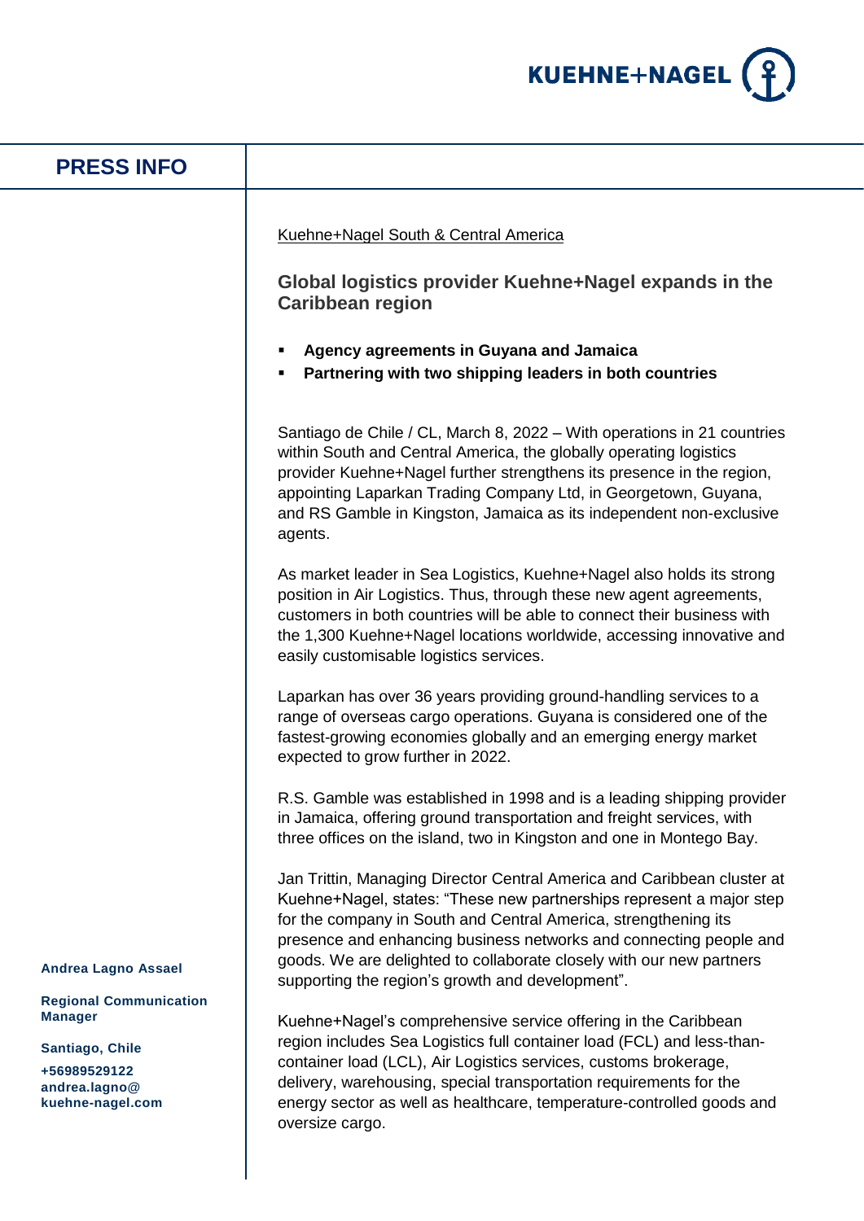PRESS INFO

Kuehne+Nagel South & Central America

## Global logistics provider Kuehne+Nagel expands in the Caribbean region

- **Agency agreements in Guyana and Jamaica**
- **Partnering with two shipping leaders in both countries**

Santiago de Chile / CL, March 8, 2022 – With operations in 21 countries within South and Central America, the globally operating logistics provider Kuehne+Nagel further strengthens its presence in the region, appointing Laparkan Trading Company Ltd, in Georgetown, Guyana, and RS Gamble in Kingston, Jamaica as its independent non-exclusive agents.

As market leader in Sea Logistics, Kuehne+Nagel also holds its strong position in Air Logistics. Thus, through these new agent agreements, customers in both countries will be able to connect their business with the 1,300 Kuehne+Nagel locations worldwide, accessing innovative and easily customisable logistics services.

Laparkan has over 36 years providing ground-handling services to a range of overseas cargo operations. Guyana is considered one of the fastest-growing economies globally and an emerging energy market expected to grow further in 2022.

R.S. Gamble was established in 1998 and is a leading shipping provider in Jamaica, offering ground transportation and freight services, with three offices on the island, two in Kingston and one in Montego Bay.

Jan Trittin, Managing Director Central America and Caribbean cluster at Kuehne+Nagel, states: "These new partnerships represent a major step for the company in South and Central America, strengthening its presence and enhancing business networks and connecting people and goods. We are delighted to collaborate closely with our new partners supporting the region's growth and development".

Kuehne+Nagel's comprehensive service offering in the Caribbean region includes Sea Logistics full container load (FCL) and less-than-container load (LCL), Air Logistics services, customs brokerage, delivery, warehousing, special transportation requirements for the energy sector as well as healthcare, temperature-controlled goods and oversize cargo.

**Andrea Lagno Assael**

**Regional Communication Manager**

**Santiago, Chile**

**+56989529122**
**andrea.lagno@kuehne-nagel.com**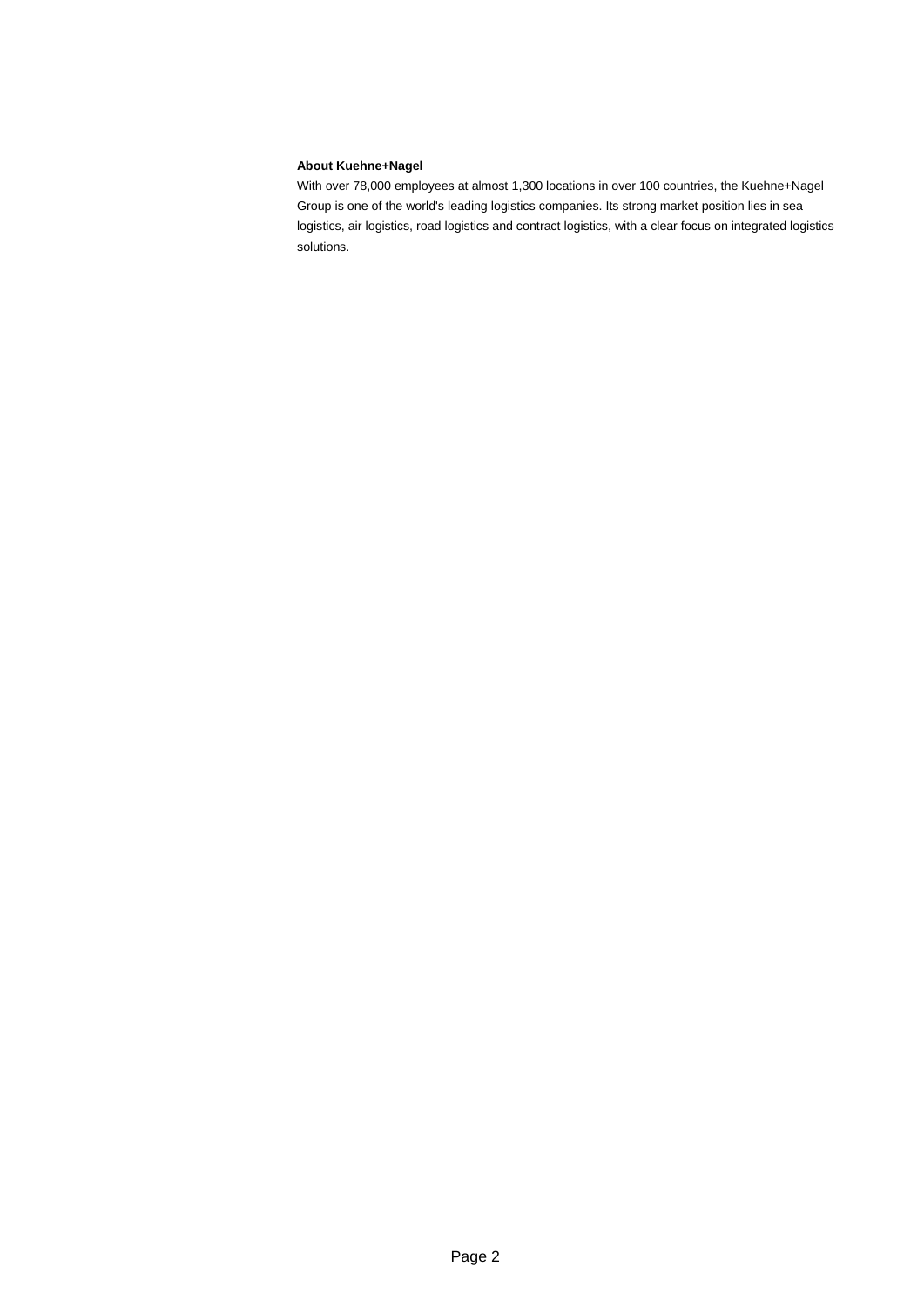**About Kuehne+Nagel**

With over 78,000 employees at almost 1,300 locations in over 100 countries, the Kuehne+Nagel Group is one of the world's leading logistics companies. Its strong market position lies in sea logistics, air logistics, road logistics and contract logistics, with a clear focus on integrated logistics solutions.